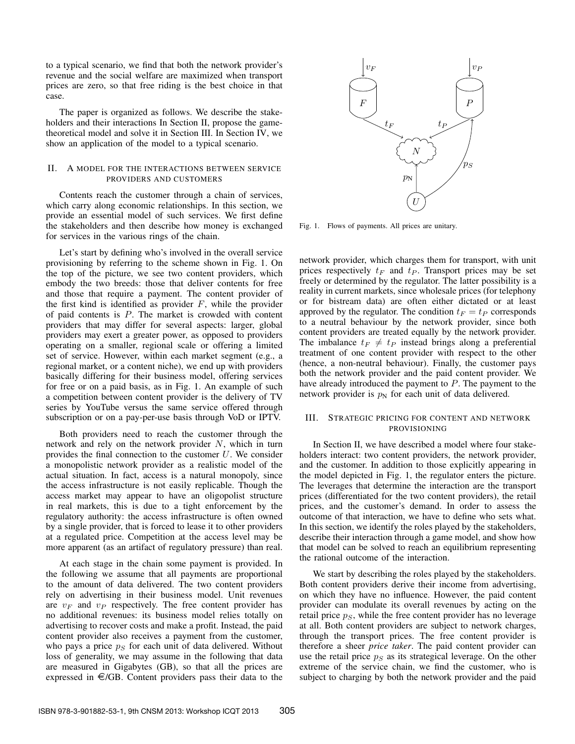to a typical scenario, we find that both the network provider's revenue and the social welfare are maximized when transport prices are zero, so that free riding is the best choice in that case.

The paper is organized as follows. We describe the stakeholders and their interactions In Section II, propose the game-theoretical model and solve it in Section III. In Section IV, we show an application of the model to a typical scenario.

## II. A model for the interactions between service providers and customers

Contents reach the customer through a chain of services, which carry along economic relationships. In this section, we provide an essential model of such services. We first define the stakeholders and then describe how money is exchanged for services in the various rings of the chain.

Let's start by defining who's involved in the overall service provisioning by referring to the scheme shown in Fig. 1. On the top of the picture, we see two content providers, which embody the two breeds: those that deliver contents for free and those that require a payment. The content provider of the first kind is identified as provider $F$, while the provider of paid contents is $P$. The market is crowded with content providers that may differ for several aspects: larger, global providers may exert a greater power, as opposed to providers operating on a smaller, regional scale or offering a limited set of service. However, within each market segment (e.g., a regional market, or a content niche), we end up with providers basically differing for their business model, offering services for free or on a paid basis, as in Fig. 1. An example of such a competition between content provider is the delivery of TV series by YouTube versus the same service offered through subscription or on a pay-per-use basis through VoD or IPTV.

Both providers need to reach the customer through the network and rely on the network provider $N$, which in turn provides the final connection to the customer $U$. We consider a monopolistic network provider as a realistic model of the actual situation. In fact, access is a natural monopoly, since the access infrastructure is not easily replicable. Though the access market may appear to have an oligopolist structure in real markets, this is due to a tight enforcement by the regulatory authority: the access infrastructure is often owned by a single provider, that is forced to lease it to other providers at a regulated price. Competition at the access level may be more apparent (as an artifact of regulatory pressure) than real.

At each stage in the chain some payment is provided. In the following we assume that all payments are proportional to the amount of data delivered. The two content providers rely on advertising in their business model. Unit revenues are $v_F$ and $v_P$ respectively. The free content provider has no additional revenues: its business model relies totally on advertising to recover costs and make a profit. Instead, the paid content provider also receives a payment from the customer, who pays a price $p_S$ for each unit of data delivered. Without loss of generality, we may assume in the following that data are measured in Gigabytes (GB), so that all the prices are expressed in €/GB. Content providers pass their data to the network provider, which charges them for transport, with unit prices respectively $t_F$ and $t_P$. Transport prices may be set freely or determined by the regulator. The latter possibility is a reality in current markets, since wholesale prices (for telephony or for bistream data) are often either dictated or at least approved by the regulator. The condition $t_F = t_P$ corresponds to a neutral behaviour by the network provider, since both content providers are treated equally by the network provider. The imbalance $t_F \neq t_P$ instead brings along a preferential treatment of one content provider with respect to the other (hence, a non-neutral behaviour). Finally, the customer pays both the network provider and the paid content provider. We have already introduced the payment to $P$. The payment to the network provider is $p_{\text{N}}$ for each unit of data delivered.

Fig. 1. Flows of payments. All prices are unitary.

## III. Strategic pricing for content and network provisioning

In Section II, we have described a model where four stakeholders interact: two content providers, the network provider, and the customer. In addition to those explicitly appearing in the model depicted in Fig. 1, the regulator enters the picture. The leverages that determine the interaction are the transport prices (differentiated for the two content providers), the retail prices, and the customer's demand. In order to assess the outcome of that interaction, we have to define who sets what. In this section, we identify the roles played by the stakeholders, describe their interaction through a game model, and show how that model can be solved to reach an equilibrium representing the rational outcome of the interaction.

We start by describing the roles played by the stakeholders. Both content providers derive their income from advertising, on which they have no influence. However, the paid content provider can modulate its overall revenues by acting on the retail price $p_S$, while the free content provider has no leverage at all. Both content providers are subject to network charges, through the transport prices. The free content provider is therefore a sheer *price taker*. The paid content provider can use the retail price $p_S$ as its strategical leverage. On the other extreme of the service chain, we find the customer, who is subject to charging by both the network provider and the paid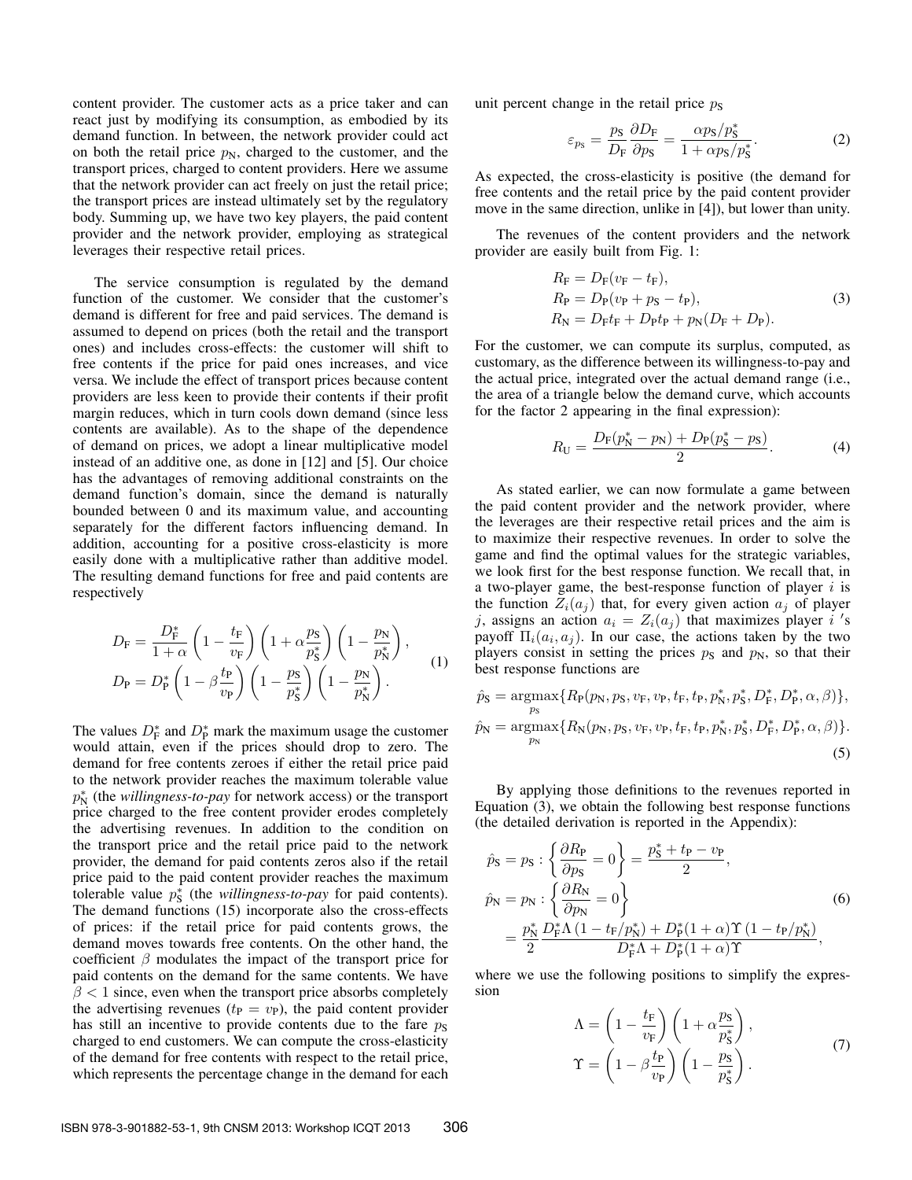content provider. The customer acts as a price taker and can react just by modifying its consumption, as embodied by its demand function. In between, the network provider could act on both the retail price $p_{\mathrm{N}}$, charged to the customer, and the transport prices, charged to content providers. Here we assume that the network provider can act freely on just the retail price; the transport prices are instead ultimately set by the regulatory body. Summing up, we have two key players, the paid content provider and the network provider, employing as strategical leverages their respective retail prices.

The service consumption is regulated by the demand function of the customer. We consider that the customer's demand is different for free and paid services. The demand is assumed to depend on prices (both the retail and the transport ones) and includes cross-effects: the customer will shift to free contents if the price for paid ones increases, and vice versa. We include the effect of transport prices because content providers are less keen to provide their contents if their profit margin reduces, which in turn cools down demand (since less contents are available). As to the shape of the dependence of demand on prices, we adopt a linear multiplicative model instead of an additive one, as done in [12] and [5]. Our choice has the advantages of removing additional constraints on the demand function's domain, since the demand is naturally bounded between 0 and its maximum value, and accounting separately for the different factors influencing demand. In addition, accounting for a positive cross-elasticity is more easily done with a multiplicative rather than additive model. The resulting demand functions for free and paid contents are respectively

$$
\begin{aligned}
D_{\mathrm{F}} &= \frac{D^*_{\mathrm{F}}}{1+\alpha}\left(1-\frac{t_{\mathrm{F}}}{v_{\mathrm{F}}}\right)\left(1+\alpha\frac{p_{\mathrm{S}}}{p^*_{\mathrm{S}}}\right)\left(1-\frac{p_{\mathrm{N}}}{p^*_{\mathrm{N}}}\right),\\
D_{\mathrm{P}} &= D^*_{\mathrm{P}}\left(1-\beta\frac{t_{\mathrm{P}}}{v_{\mathrm{P}}}\right)\left(1-\frac{p_{\mathrm{S}}}{p^*_{\mathrm{S}}}\right)\left(1-\frac{p_{\mathrm{N}}}{p^*_{\mathrm{N}}}\right).
\end{aligned}
\tag{1}
$$

The values $D^*_{\mathrm{F}}$ and $D^*_{\mathrm{P}}$ mark the maximum usage the customer would attain, even if the prices should drop to zero. The demand for free contents zeroes if either the retail price paid to the network provider reaches the maximum tolerable value $p^*_{\mathrm{N}}$ (the *willingness-to-pay* for network access) or the transport price charged to the free content provider erodes completely the advertising revenues. In addition to the condition on the transport price and the retail price paid to the network provider, the demand for paid contents zeros also if the retail price paid to the paid content provider reaches the maximum tolerable value $p^*_{\mathrm{S}}$ (the *willingness-to-pay* for paid contents). The demand functions (15) incorporate also the cross-effects of prices: if the retail price for paid contents grows, the demand moves towards free contents. On the other hand, the coefficient $\beta$ modulates the impact of the transport price for paid contents on the demand for the same contents. We have $\beta < 1$ since, even when the transport price absorbs completely the advertising revenues ($t_{\mathrm{P}} = v_{\mathrm{P}}$), the paid content provider has still an incentive to provide contents due to the fare $p_{\mathrm{S}}$ charged to end customers. We can compute the cross-elasticity of the demand for free contents with respect to the retail price, which represents the percentage change in the demand for each unit percent change in the retail price $p_{\mathrm{S}}$

$$
\varepsilon_{p_{\mathrm{S}}} = \frac{p_{\mathrm{S}}}{D_{\mathrm{F}}}\frac{\partial D_{\mathrm{F}}}{\partial p_{\mathrm{S}}} = \frac{\alpha p_{\mathrm{S}}/p^*_{\mathrm{S}}}{1+\alpha p_{\mathrm{S}}/p^*_{\mathrm{S}}}.
\tag{2}
$$

As expected, the cross-elasticity is positive (the demand for free contents and the retail price by the paid content provider move in the same direction, unlike in [4]), but lower than unity.

The revenues of the content providers and the network provider are easily built from Fig. 1:

$$
\begin{aligned}
R_{\mathrm{F}} &= D_{\mathrm{F}}(v_{\mathrm{F}} - t_{\mathrm{F}}),\\
R_{\mathrm{P}} &= D_{\mathrm{P}}(v_{\mathrm{P}} + p_{\mathrm{S}} - t_{\mathrm{P}}),\\
R_{\mathrm{N}} &= D_{\mathrm{F}}t_{\mathrm{F}} + D_{\mathrm{P}}t_{\mathrm{P}} + p_{\mathrm{N}}(D_{\mathrm{F}} + D_{\mathrm{P}}).
\end{aligned}
\tag{3}
$$

For the customer, we can compute its surplus, computed, as customary, as the difference between its willingness-to-pay and the actual price, integrated over the actual demand range (i.e., the area of a triangle below the demand curve, which accounts for the factor 2 appearing in the final expression):

$$
R_{\mathrm{U}} = \frac{D_{\mathrm{F}}(p^*_{\mathrm{N}} - p_{\mathrm{N}}) + D_{\mathrm{P}}(p^*_{\mathrm{S}} - p_{\mathrm{S}})}{2}.
\tag{4}
$$

As stated earlier, we can now formulate a game between the paid content provider and the network provider, where the leverages are their respective retail prices and the aim is to maximize their respective revenues. In order to solve the game and find the optimal values for the strategic variables, we look first for the best response function. We recall that, in a two-player game, the best-response function of player $i$ is the function $Z_i(a_j)$ that, for every given action $a_j$ of player $j$, assigns an action $a_i = Z_i(a_j)$ that maximizes player $i$ 's payoff $\Pi_i(a_i, a_j)$. In our case, the actions taken by the two players consist in setting the prices $p_{\mathrm{S}}$ and $p_{\mathrm{N}}$, so that their best response functions are

$$
\begin{aligned}
\hat{p}_{\mathrm{S}} &= \underset{p_{\mathrm{S}}}{\operatorname{argmax}}\{R_{\mathrm{P}}(p_{\mathrm{N}}, p_{\mathrm{S}}, v_{\mathrm{F}}, v_{\mathrm{P}}, t_{\mathrm{F}}, t_{\mathrm{P}}, p^*_{\mathrm{N}}, p^*_{\mathrm{S}}, D^*_{\mathrm{F}}, D^*_{\mathrm{P}}, \alpha, \beta)\},\\
\hat{p}_{\mathrm{N}} &= \underset{p_{\mathrm{N}}}{\operatorname{argmax}}\{R_{\mathrm{N}}(p_{\mathrm{N}}, p_{\mathrm{S}}, v_{\mathrm{F}}, v_{\mathrm{P}}, t_{\mathrm{F}}, t_{\mathrm{P}}, p^*_{\mathrm{N}}, p^*_{\mathrm{S}}, D^*_{\mathrm{F}}, D^*_{\mathrm{P}}, \alpha, \beta)\}.
\end{aligned}
\tag{5}
$$

By applying those definitions to the revenues reported in Equation (3), we obtain the following best response functions (the detailed derivation is reported in the Appendix):

$$
\begin{aligned}
\hat{p}_{\mathrm{S}} &= p_{\mathrm{S}} : \left\{\frac{\partial R_{\mathrm{P}}}{\partial p_{\mathrm{S}}} = 0\right\} = \frac{p^*_{\mathrm{S}} + t_{\mathrm{P}} - v_{\mathrm{P}}}{2},\\
\hat{p}_{\mathrm{N}} &= p_{\mathrm{N}} : \left\{\frac{\partial R_{\mathrm{N}}}{\partial p_{\mathrm{N}}} = 0\right\}\\
&= \frac{p^*_{\mathrm{N}}}{2}\frac{D^*_{\mathrm{F}}\Lambda\left(1 - t_{\mathrm{F}}/p^*_{\mathrm{N}}\right) + D^*_{\mathrm{P}}(1+\alpha)\Upsilon\left(1 - t_{\mathrm{P}}/p^*_{\mathrm{N}}\right)}{D^*_{\mathrm{F}}\Lambda + D^*_{\mathrm{P}}(1+\alpha)\Upsilon},
\end{aligned}
\tag{6}
$$

where we use the following positions to simplify the expression

$$
\begin{aligned}
\Lambda &= \left(1-\frac{t_{\mathrm{F}}}{v_{\mathrm{F}}}\right)\left(1+\alpha\frac{p_{\mathrm{S}}}{p^*_{\mathrm{S}}}\right),\\
\Upsilon &= \left(1-\beta\frac{t_{\mathrm{P}}}{v_{\mathrm{P}}}\right)\left(1-\frac{p_{\mathrm{S}}}{p^*_{\mathrm{S}}}\right).
\end{aligned}
\tag{7}
$$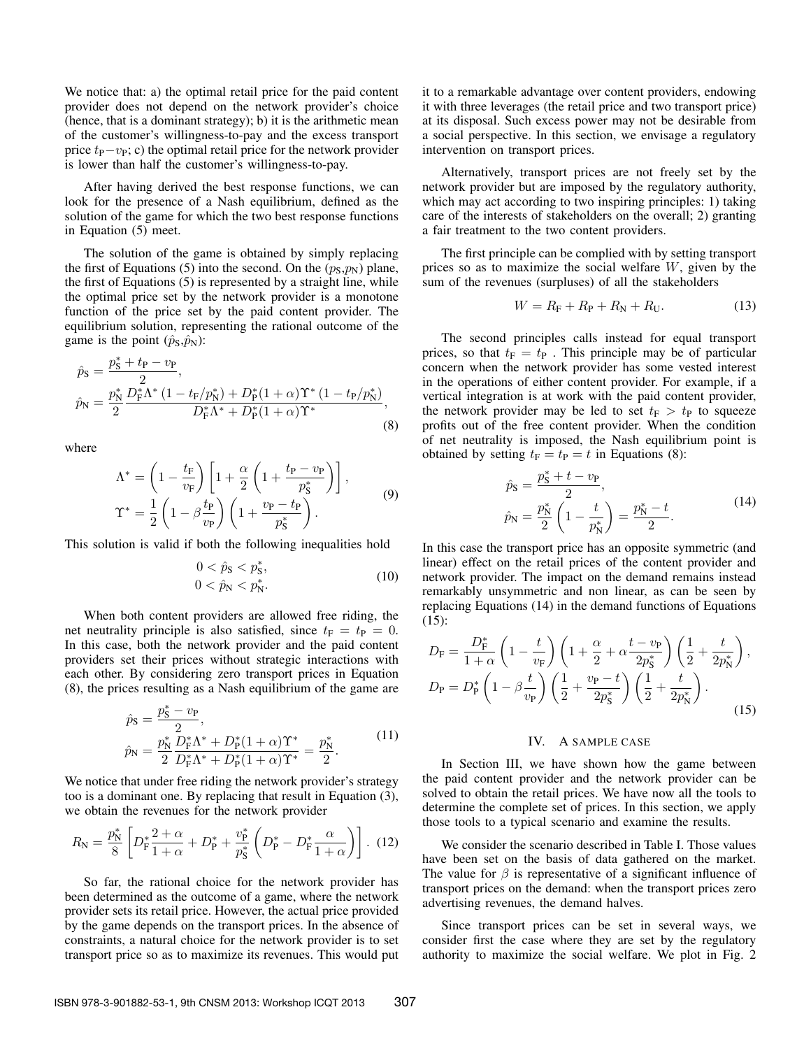We notice that: a) the optimal retail price for the paid content provider does not depend on the network provider's choice (hence, that is a dominant strategy); b) it is the arithmetic mean of the customer's willingness-to-pay and the excess transport price $t_{\mathrm{P}} - v_{\mathrm{P}}$; c) the optimal retail price for the network provider is lower than half the customer's willingness-to-pay.

After having derived the best response functions, we can look for the presence of a Nash equilibrium, defined as the solution of the game for which the two best response functions in Equation (5) meet.

The solution of the game is obtained by simply replacing the first of Equations (5) into the second. On the ($p_{\mathrm{S}}$,$p_{\mathrm{N}}$) plane, the first of Equations (5) is represented by a straight line, while the optimal price set by the network provider is a monotone function of the price set by the paid content provider. The equilibrium solution, representing the rational outcome of the game is the point ($\hat{p}_{\mathrm{S}}$,$\hat{p}_{\mathrm{N}}$):

$$
\begin{aligned}
\hat{p}_{\mathrm{S}} &= \frac{p^*_{\mathrm{S}} + t_{\mathrm{P}} - v_{\mathrm{P}}}{2}, \\
\hat{p}_{\mathrm{N}} &= \frac{p^*_{\mathrm{N}}}{2} \frac{D^*_{\mathrm{F}} \Lambda^* \left(1 - t_{\mathrm{F}}/p^*_{\mathrm{N}}\right) + D^*_{\mathrm{P}}(1+\alpha)\Upsilon^* \left(1 - t_{\mathrm{P}}/p^*_{\mathrm{N}}\right)}{D^*_{\mathrm{F}} \Lambda^* + D^*_{\mathrm{P}}(1+\alpha)\Upsilon^*},
\end{aligned}
\tag{8}
$$

where

$$
\begin{aligned}
\Lambda^* &= \left(1 - \frac{t_{\mathrm{F}}}{v_{\mathrm{F}}}\right) \left[1 + \frac{\alpha}{2}\left(1 + \frac{t_{\mathrm{P}} - v_{\mathrm{P}}}{p^*_{\mathrm{S}}}\right)\right], \\
\Upsilon^* &= \frac{1}{2}\left(1 - \beta \frac{t_{\mathrm{P}}}{v_{\mathrm{P}}}\right) \left(1 + \frac{v_{\mathrm{P}} - t_{\mathrm{P}}}{p^*_{\mathrm{S}}}\right).
\end{aligned}
\tag{9}
$$

This solution is valid if both the following inequalities hold

$$
\begin{aligned}
0 < \hat{p}_{\mathrm{S}} < p^*_{\mathrm{S}}, \\
0 < \hat{p}_{\mathrm{N}} < p^*_{\mathrm{N}}.
\end{aligned}
\tag{10}
$$

When both content providers are allowed free riding, the net neutrality principle is also satisfied, since $t_{\mathrm{F}} = t_{\mathrm{P}} = 0$. In this case, both the network provider and the paid content providers set their prices without strategic interactions with each other. By considering zero transport prices in Equation (8), the prices resulting as a Nash equilibrium of the game are

$$
\begin{aligned}
\hat{p}_{\mathrm{S}} &= \frac{p^*_{\mathrm{S}} - v_{\mathrm{P}}}{2}, \\
\hat{p}_{\mathrm{N}} &= \frac{p^*_{\mathrm{N}}}{2} \frac{D^*_{\mathrm{F}} \Lambda^* + D^*_{\mathrm{P}}(1+\alpha)\Upsilon^*}{D^*_{\mathrm{F}} \Lambda^* + D^*_{\mathrm{P}}(1+\alpha)\Upsilon^*} = \frac{p^*_{\mathrm{N}}}{2}.
\end{aligned}
\tag{11}
$$

We notice that under free riding the network provider's strategy too is a dominant one. By replacing that result in Equation (3), we obtain the revenues for the network provider

$$
R_{\mathrm{N}} = \frac{p^*_{\mathrm{N}}}{8} \left[ D^*_{\mathrm{F}} \frac{2+\alpha}{1+\alpha} + D^*_{\mathrm{P}} + \frac{v^*_{\mathrm{P}}}{p^*_{\mathrm{S}}} \left( D^*_{\mathrm{P}} - D^*_{\mathrm{F}} \frac{\alpha}{1+\alpha} \right) \right]. \tag{12}
$$

So far, the rational choice for the network provider has been determined as the outcome of a game, where the network provider sets its retail price. However, the actual price provided by the game depends on the transport prices. In the absence of constraints, a natural choice for the network provider is to set transport price so as to maximize its revenues. This would put it to a remarkable advantage over content providers, endowing it with three leverages (the retail price and two transport price) at its disposal. Such excess power may not be desirable from a social perspective. In this section, we envisage a regulatory intervention on transport prices.

Alternatively, transport prices are not freely set by the network provider but are imposed by the regulatory authority, which may act according to two inspiring principles: 1) taking care of the interests of stakeholders on the overall; 2) granting a fair treatment to the two content providers.

The first principle can be complied with by setting transport prices so as to maximize the social welfare $W$, given by the sum of the revenues (surpluses) of all the stakeholders

$$
W = R_{\mathrm{F}} + R_{\mathrm{P}} + R_{\mathrm{N}} + R_{\mathrm{U}}. \tag{13}
$$

The second principles calls instead for equal transport prices, so that $t_{\mathrm{F}} = t_{\mathrm{P}}$ . This principle may be of particular concern when the network provider has some vested interest in the operations of either content provider. For example, if a vertical integration is at work with the paid content provider, the network provider may be led to set $t_{\mathrm{F}} > t_{\mathrm{P}}$ to squeeze profits out of the free content provider. When the condition of net neutrality is imposed, the Nash equilibrium point is obtained by setting $t_{\mathrm{F}} = t_{\mathrm{P}} = t$ in Equations (8):

$$
\begin{aligned}
\hat{p}_{\mathrm{S}} &= \frac{p^*_{\mathrm{S}} + t - v_{\mathrm{P}}}{2}, \\
\hat{p}_{\mathrm{N}} &= \frac{p^*_{\mathrm{N}}}{2}\left(1 - \frac{t}{p^*_{\mathrm{N}}}\right) = \frac{p^*_{\mathrm{N}} - t}{2}.
\end{aligned}
\tag{14}
$$

In this case the transport price has an opposite symmetric (and linear) effect on the retail prices of the content provider and network provider. The impact on the demand remains instead remarkably unsymmetric and non linear, as can be seen by replacing Equations (14) in the demand functions of Equations (15):

$$
\begin{aligned}
D_{\mathrm{F}} &= \frac{D^*_{\mathrm{F}}}{1+\alpha}\left(1 - \frac{t}{v_{\mathrm{F}}}\right)\left(1 + \frac{\alpha}{2} + \alpha\frac{t - v_{\mathrm{P}}}{2p^*_{\mathrm{S}}}\right)\left(\frac{1}{2} + \frac{t}{2p^*_{\mathrm{N}}}\right), \\
D_{\mathrm{P}} &= D^*_{\mathrm{P}}\left(1 - \beta\frac{t}{v_{\mathrm{P}}}\right)\left(\frac{1}{2} + \frac{v_{\mathrm{P}} - t}{2p^*_{\mathrm{S}}}\right)\left(\frac{1}{2} + \frac{t}{2p^*_{\mathrm{N}}}\right).
\end{aligned}
\tag{15}
$$

## IV. A SAMPLE CASE

In Section III, we have shown how the game between the paid content provider and the network provider can be solved to obtain the retail prices. We have now all the tools to determine the complete set of prices. In this section, we apply those tools to a typical scenario and examine the results.

We consider the scenario described in Table I. Those values have been set on the basis of data gathered on the market. The value for $\beta$ is representative of a significant influence of transport prices on the demand: when the transport prices zero advertising revenues, the demand halves.

Since transport prices can be set in several ways, we consider first the case where they are set by the regulatory authority to maximize the social welfare. We plot in Fig. 2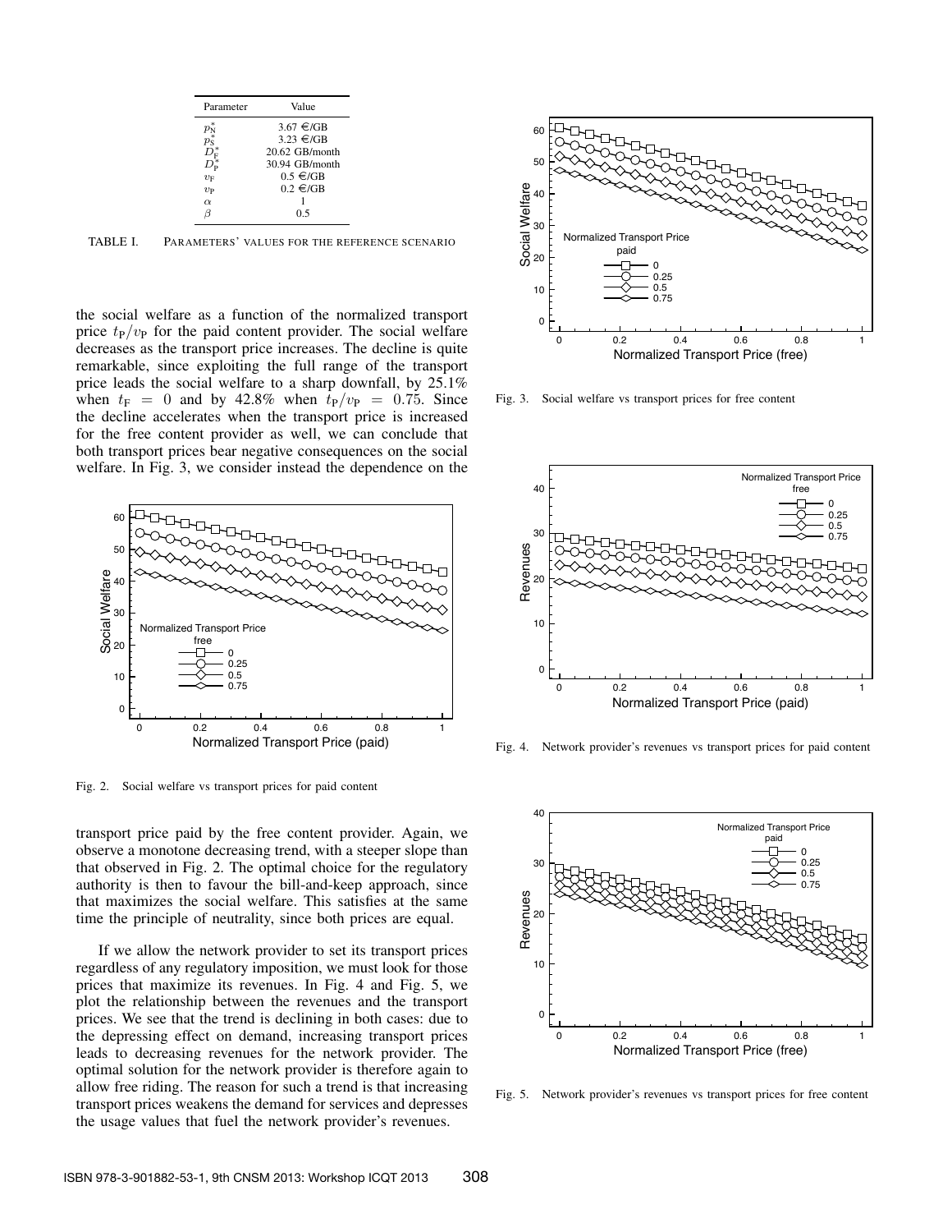| Parameter | Value |
| --- | --- |
| $p_N^*$ | 3.67 €/GB |
| $p_S^*$ | 3.23 €/GB |
| $D_F^*$ | 20.62 GB/month |
| $D_P^*$ | 30.94 GB/month |
| $v_F$ | 0.5 €/GB |
| $v_P$ | 0.2 €/GB |
| $\alpha$ | 1 |
| $\beta$ | 0.5 |

TABLE I. PARAMETERS' VALUES FOR THE REFERENCE SCENARIO

the social welfare as a function of the normalized transport price $t_P/v_P$ for the paid content provider. The social welfare decreases as the transport price increases. The decline is quite remarkable, since exploiting the full range of the transport price leads the social welfare to a sharp downfall, by 25.1% when $t_F = 0$ and by 42.8% when $t_P/v_P = 0.75$. Since the decline accelerates when the transport price is increased for the free content provider as well, we can conclude that both transport prices bear negative consequences on the social welfare. In Fig. 3, we consider instead the dependence on the transport price paid by the free content provider. Again, we observe a monotone decreasing trend, with a steeper slope than that observed in Fig. 2. The optimal choice for the regulatory authority is then to favour the bill-and-keep approach, since that maximizes the social welfare. This satisfies at the same time the principle of neutrality, since both prices are equal.

Fig. 2. Social welfare vs transport prices for paid content

If we allow the network provider to set its transport prices regardless of any regulatory imposition, we must look for those prices that maximize its revenues. In Fig. 4 and Fig. 5, we plot the relationship between the revenues and the transport prices. We see that the trend is declining in both cases: due to the depressing effect on demand, increasing transport prices leads to decreasing revenues for the network provider. The optimal solution for the network provider is therefore again to allow free riding. The reason for such a trend is that increasing transport prices weakens the demand for services and depresses the usage values that fuel the network provider's revenues.

Fig. 3. Social welfare vs transport prices for free content

Fig. 4. Network provider's revenues vs transport prices for paid content

Fig. 5. Network provider's revenues vs transport prices for free content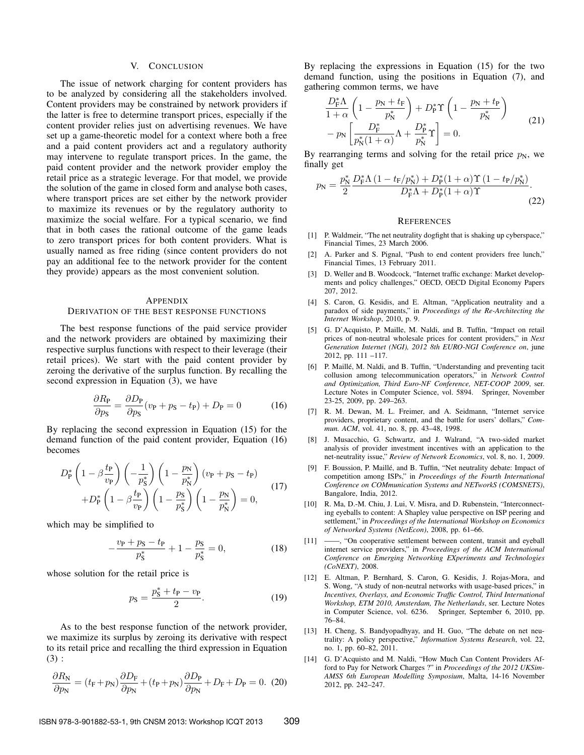## V. Conclusion

The issue of network charging for content providers has to be analyzed by considering all the stakeholders involved. Content providers may be constrained by network providers if the latter is free to determine transport prices, especially if the content provider relies just on advertising revenues. We have set up a game-theoretic model for a context where both a free and a paid content providers act and a regulatory authority may intervene to regulate transport prices. In the game, the paid content provider and the network provider employ the retail price as a strategic leverage. For that model, we provide the solution of the game in closed form and analyse both cases, where transport prices are set either by the network provider to maximize its revenues or by the regulatory authority to maximize the social welfare. For a typical scenario, we find that in both cases the rational outcome of the game leads to zero transport prices for both content providers. What is usually named as free riding (since content providers do not pay an additional fee to the network provider for the content they provide) appears as the most convenient solution.

## Appendix
### Derivation of the best response functions

The best response functions of the paid service provider and the network providers are obtained by maximizing their respective surplus functions with respect to their leverage (their retail prices). We start with the paid content provider by zeroing the derivative of the surplus function. By recalling the second expression in Equation (3), we have

$$\frac{\partial R_{\mathrm{P}}}{\partial p_{\mathrm{S}}} = \frac{\partial D_{\mathrm{P}}}{\partial p_{\mathrm{S}}}(v_{\mathrm{P}} + p_{\mathrm{S}} - t_{\mathrm{P}}) + D_{\mathrm{P}} = 0 \tag{16}$$

By replacing the second expression in Equation (15) for the demand function of the paid content provider, Equation (16) becomes

$$\begin{aligned} D_{\mathrm{P}}^{*}\left(1-\beta\frac{t_{\mathrm{P}}}{v_{\mathrm{P}}}\right)\left(-\frac{1}{p_{\mathrm{S}}^{*}}\right)\left(1-\frac{p_{\mathrm{N}}}{p_{\mathrm{N}}^{*}}\right)(v_{\mathrm{P}}+p_{\mathrm{S}}-t_{\mathrm{P}}) \\ +D_{\mathrm{P}}^{*}\left(1-\beta\frac{t_{\mathrm{P}}}{v_{\mathrm{P}}}\right)\left(1-\frac{p_{\mathrm{S}}}{p_{\mathrm{S}}^{*}}\right)\left(1-\frac{p_{\mathrm{N}}}{p_{\mathrm{N}}^{*}}\right) = 0, \end{aligned} \tag{17}$$

which may be simplified to

$$-\frac{v_{\mathrm{P}}+p_{\mathrm{S}}-t_{\mathrm{P}}}{p_{\mathrm{S}}^{*}} + 1 - \frac{p_{\mathrm{S}}}{p_{\mathrm{S}}^{*}} = 0, \tag{18}$$

whose solution for the retail price is

$$p_{\mathrm{S}} = \frac{p_{\mathrm{S}}^{*}+t_{\mathrm{P}}-v_{\mathrm{P}}}{2}. \tag{19}$$

As to the best response function of the network provider, we maximize its surplus by zeroing its derivative with respect to its retail price and recalling the third expression in Equation (3) :

$$\frac{\partial R_{\mathrm{N}}}{\partial p_{\mathrm{N}}} = (t_{\mathrm{F}}+p_{\mathrm{N}})\frac{\partial D_{\mathrm{F}}}{\partial p_{\mathrm{N}}} + (t_{\mathrm{P}}+p_{\mathrm{N}})\frac{\partial D_{\mathrm{P}}}{\partial p_{\mathrm{N}}} + D_{\mathrm{F}} + D_{\mathrm{P}} = 0. \tag{20}$$

By replacing the expressions in Equation (15) for the two demand function, using the positions in Equation (7), and gathering common terms, we have

$$\begin{aligned} \frac{D_{\mathrm{F}}^{*}\Lambda}{1+\alpha}\left(1-\frac{p_{\mathrm{N}}+t_{\mathrm{F}}}{p_{\mathrm{N}}^{*}}\right) + D_{\mathrm{P}}^{*}\Upsilon\left(1-\frac{p_{\mathrm{N}}+t_{\mathrm{P}}}{p_{\mathrm{N}}^{*}}\right) \\ - p_{\mathrm{N}}\left[\frac{D_{\mathrm{F}}^{*}}{p_{\mathrm{N}}^{*}(1+\alpha)}\Lambda + \frac{D_{\mathrm{P}}^{*}}{p_{\mathrm{N}}^{*}}\Upsilon\right] = 0. \end{aligned} \tag{21}$$

By rearranging terms and solving for the retail price $p_{\mathrm{N}}$, we finally get

$$p_{\mathrm{N}} = \frac{p_{\mathrm{N}}^{*}}{2}\frac{D_{\mathrm{F}}^{*}\Lambda\left(1-t_{\mathrm{F}}/p_{\mathrm{N}}^{*}\right) + D_{\mathrm{P}}^{*}(1+\alpha)\Upsilon\left(1-t_{\mathrm{P}}/p_{\mathrm{N}}^{*}\right)}{D_{\mathrm{F}}^{*}\Lambda + D_{\mathrm{P}}^{*}(1+\alpha)\Upsilon}. \tag{22}$$

## References

[1] P. Waldmeir, "The net neutrality dogfight that is shaking up cyberspace," Financial Times, 23 March 2006.

[2] A. Parker and S. Pignal, "Push to end content providers free lunch," Financial Times, 13 February 2011.

[3] D. Weller and B. Woodcock, "Internet traffic exchange: Market developments and policy challenges," OECD, OECD Digital Economy Papers 207, 2012.

[4] S. Caron, G. Kesidis, and E. Altman, "Application neutrality and a paradox of side payments," in *Proceedings of the Re-Architecting the Internet Workshop*, 2010, p. 9.

[5] G. D'Acquisto, P. Maille, M. Naldi, and B. Tuffin, "Impact on retail prices of non-neutral wholesale prices for content providers," in *Next Generation Internet (NGI), 2012 8th EURO-NGI Conference on*, june 2012, pp. 111 –117.

[6] P. Maillé, M. Naldi, and B. Tuffin, "Understanding and preventing tacit collusion among telecommunication operators," in *Network Control and Optimization, Third Euro-NF Conference, NET-COOP 2009*, ser. Lecture Notes in Computer Science, vol. 5894. Springer, November 23-25, 2009, pp. 249–263.

[7] R. M. Dewan, M. L. Freimer, and A. Seidmann, "Internet service providers, proprietary content, and the battle for users' dollars," *Commun. ACM*, vol. 41, no. 8, pp. 43–48, 1998.

[8] J. Musacchio, G. Schwartz, and J. Walrand, "A two-sided market analysis of provider investment incentives with an application to the net-neutrality issue," *Review of Network Economics*, vol. 8, no. 1, 2009.

[9] F. Boussion, P. Maillé, and B. Tuffin, "Net neutrality debate: Impact of competition among ISPs," in *Proceedings of the Fourth International Conference on COMmunication Systems and NETworkS (COMSNETS)*, Bangalore, India, 2012.

[10] R. Ma, D.-M. Chiu, J. Lui, V. Misra, and D. Rubenstein, "Interconnecting eyeballs to content: A Shapley value perspective on ISP peering and settlement," in *Proceedings of the International Workshop on Economics of Networked Systems (NetEcon)*, 2008, pp. 61–66.

[11] ——, "On cooperative settlement between content, transit and eyeball internet service providers," in *Proceedings of the ACM International Conference on Emerging Networking EXperiments and Technologies (CoNEXT)*, 2008.

[12] E. Altman, P. Bernhard, S. Caron, G. Kesidis, J. Rojas-Mora, and S. Wong, "A study of non-neutral networks with usage-based prices," in *Incentives, Overlays, and Economic Traffic Control, Third International Workshop, ETM 2010, Amsterdam, The Netherlands*, ser. Lecture Notes in Computer Science, vol. 6236. Springer, September 6, 2010, pp. 76–84.

[13] H. Cheng, S. Bandyopadhyay, and H. Guo, "The debate on net neutrality: A policy perspective," *Information Systems Research*, vol. 22, no. 1, pp. 60–82, 2011.

[14] G. D'Acquisto and M. Naldi, "How Much Can Content Providers Afford to Pay for Network Charges ?" in *Proceedings of the 2012 UKSim-AMSS 6th European Modelling Symposium*, Malta, 14-16 November 2012, pp. 242–247.